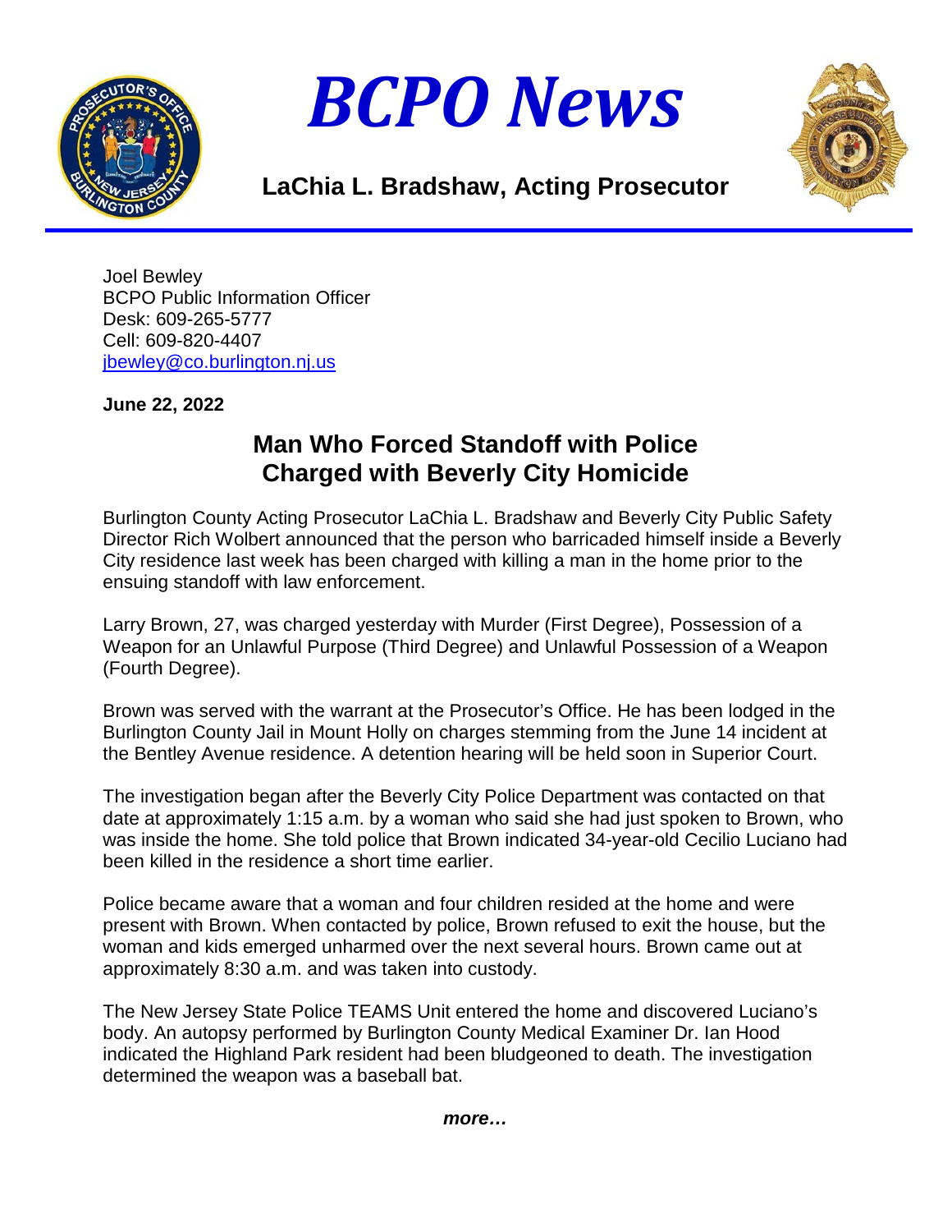# *BCPO News*

**LaChia L. Bradshaw, Acting Prosecutor**

Joel Bewley
BCPO Public Information Officer
Desk: 609-265-5777
Cell: 609-820-4407
jbewley@co.burlington.nj.us

**June 22, 2022**

## Man Who Forced Standoff with Police Charged with Beverly City Homicide

Burlington County Acting Prosecutor LaChia L. Bradshaw and Beverly City Public Safety Director Rich Wolbert announced that the person who barricaded himself inside a Beverly City residence last week has been charged with killing a man in the home prior to the ensuing standoff with law enforcement.

Larry Brown, 27, was charged yesterday with Murder (First Degree), Possession of a Weapon for an Unlawful Purpose (Third Degree) and Unlawful Possession of a Weapon (Fourth Degree).

Brown was served with the warrant at the Prosecutor's Office. He has been lodged in the Burlington County Jail in Mount Holly on charges stemming from the June 14 incident at the Bentley Avenue residence. A detention hearing will be held soon in Superior Court.

The investigation began after the Beverly City Police Department was contacted on that date at approximately 1:15 a.m. by a woman who said she had just spoken to Brown, who was inside the home. She told police that Brown indicated 34-year-old Cecilio Luciano had been killed in the residence a short time earlier.

Police became aware that a woman and four children resided at the home and were present with Brown. When contacted by police, Brown refused to exit the house, but the woman and kids emerged unharmed over the next several hours. Brown came out at approximately 8:30 a.m. and was taken into custody.

The New Jersey State Police TEAMS Unit entered the home and discovered Luciano's body. An autopsy performed by Burlington County Medical Examiner Dr. Ian Hood indicated the Highland Park resident had been bludgeoned to death. The investigation determined the weapon was a baseball bat.

***more…***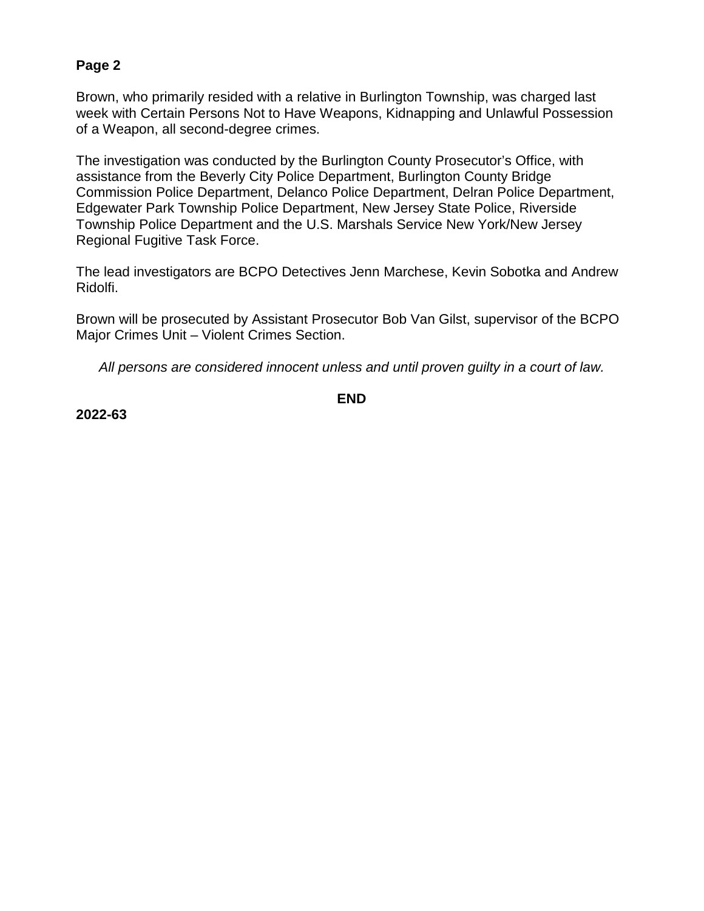Brown, who primarily resided with a relative in Burlington Township, was charged last week with Certain Persons Not to Have Weapons, Kidnapping and Unlawful Possession of a Weapon, all second-degree crimes.

The investigation was conducted by the Burlington County Prosecutor's Office, with assistance from the Beverly City Police Department, Burlington County Bridge Commission Police Department, Delanco Police Department, Delran Police Department, Edgewater Park Township Police Department, New Jersey State Police, Riverside Township Police Department and the U.S. Marshals Service New York/New Jersey Regional Fugitive Task Force.

The lead investigators are BCPO Detectives Jenn Marchese, Kevin Sobotka and Andrew Ridolfi.

Brown will be prosecuted by Assistant Prosecutor Bob Van Gilst, supervisor of the BCPO Major Crimes Unit – Violent Crimes Section.

*All persons are considered innocent unless and until proven guilty in a court of law.*

**END**

**2022-63**